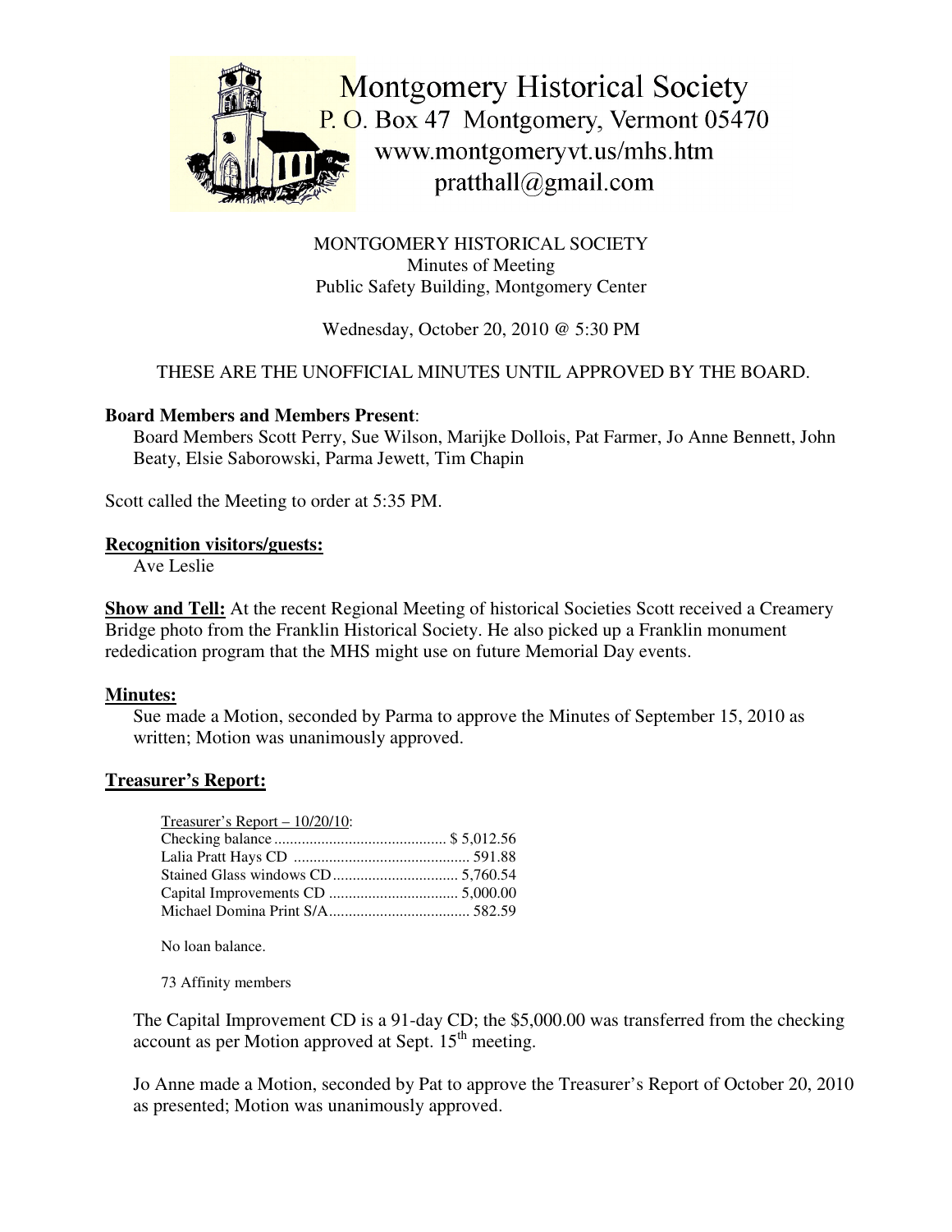Montgomery Historical Society
P. O. Box 47 Montgomery, Vermont 05470
www.montgomeryvt.us/mhs.htm
pratthall@gmail.com

MONTGOMERY HISTORICAL SOCIETY
Minutes of Meeting
Public Safety Building, Montgomery Center

Wednesday, October 20, 2010 @ 5:30 PM

THESE ARE THE UNOFFICIAL MINUTES UNTIL APPROVED BY THE BOARD.

**Board Members and Members Present**:

Board Members Scott Perry, Sue Wilson, Marijke Dollois, Pat Farmer, Jo Anne Bennett, John Beaty, Elsie Saborowski, Parma Jewett, Tim Chapin

Scott called the Meeting to order at 5:35 PM.

**Recognition visitors/guests:**

Ave Leslie

**Show and Tell:** At the recent Regional Meeting of historical Societies Scott received a Creamery Bridge photo from the Franklin Historical Society. He also picked up a Franklin monument rededication program that the MHS might use on future Memorial Day events.

**Minutes:**

Sue made a Motion, seconded by Parma to approve the Minutes of September 15, 2010 as written; Motion was unanimously approved.

**Treasurer's Report:**

Treasurer's Report – 10/20/10:

| | |
|---|---|
| Checking balance | $ 5,012.56 |
| Lalia Pratt Hays CD | 591.88 |
| Stained Glass windows CD | 5,760.54 |
| Capital Improvements CD | 5,000.00 |
| Michael Domina Print S/A | 582.59 |

No loan balance.

73 Affinity members

The Capital Improvement CD is a 91-day CD; the $5,000.00 was transferred from the checking account as per Motion approved at Sept. 15th meeting.

Jo Anne made a Motion, seconded by Pat to approve the Treasurer's Report of October 20, 2010 as presented; Motion was unanimously approved.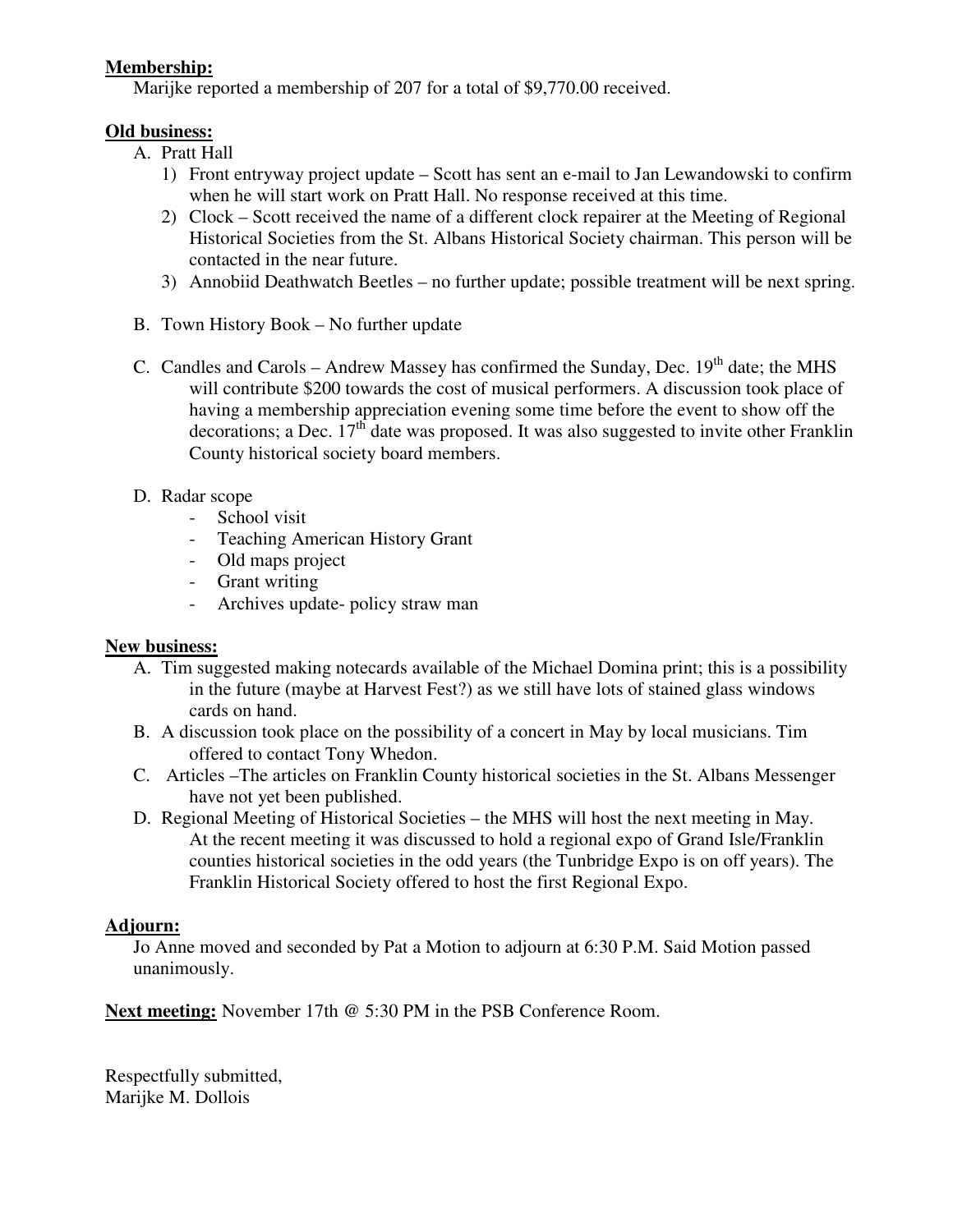**Membership:**
Marijke reported a membership of 207 for a total of $9,770.00 received.

**Old business:**

A. Pratt Hall
   1) Front entryway project update – Scott has sent an e-mail to Jan Lewandowski to confirm when he will start work on Pratt Hall. No response received at this time.
   2) Clock – Scott received the name of a different clock repairer at the Meeting of Regional Historical Societies from the St. Albans Historical Society chairman. This person will be contacted in the near future.
   3) Annobiid Deathwatch Beetles – no further update; possible treatment will be next spring.

B. Town History Book – No further update

C. Candles and Carols – Andrew Massey has confirmed the Sunday, Dec. 19th date; the MHS will contribute $200 towards the cost of musical performers. A discussion took place of having a membership appreciation evening some time before the event to show off the decorations; a Dec. 17th date was proposed. It was also suggested to invite other Franklin County historical society board members.

D. Radar scope
   - School visit
   - Teaching American History Grant
   - Old maps project
   - Grant writing
   - Archives update- policy straw man

**New business:**

A. Tim suggested making notecards available of the Michael Domina print; this is a possibility in the future (maybe at Harvest Fest?) as we still have lots of stained glass windows cards on hand.
B. A discussion took place on the possibility of a concert in May by local musicians. Tim offered to contact Tony Whedon.
C. Articles –The articles on Franklin County historical societies in the St. Albans Messenger have not yet been published.
D. Regional Meeting of Historical Societies – the MHS will host the next meeting in May. At the recent meeting it was discussed to hold a regional expo of Grand Isle/Franklin counties historical societies in the odd years (the Tunbridge Expo is on off years). The Franklin Historical Society offered to host the first Regional Expo.

**Adjourn:**
Jo Anne moved and seconded by Pat a Motion to adjourn at 6:30 P.M. Said Motion passed unanimously.

**Next meeting:** November 17th @ 5:30 PM in the PSB Conference Room.

Respectfully submitted,
Marijke M. Dollois